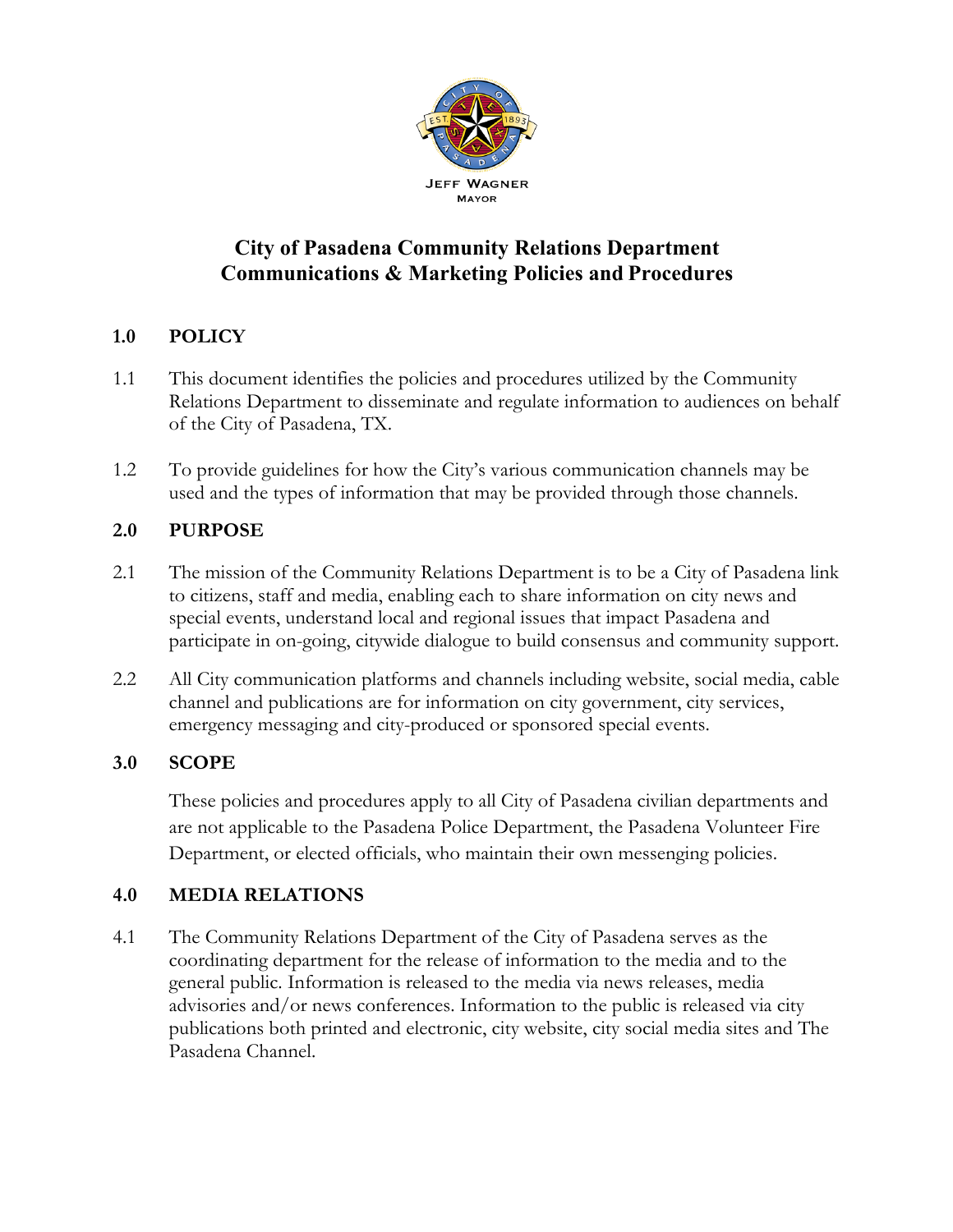JEFF WAGNER
MAYOR

# City of Pasadena Community Relations Department Communications & Marketing Policies and Procedures

## 1.0 POLICY

1.1 This document identifies the policies and procedures utilized by the Community Relations Department to disseminate and regulate information to audiences on behalf of the City of Pasadena, TX.

1.2 To provide guidelines for how the City's various communication channels may be used and the types of information that may be provided through those channels.

## 2.0 PURPOSE

2.1 The mission of the Community Relations Department is to be a City of Pasadena link to citizens, staff and media, enabling each to share information on city news and special events, understand local and regional issues that impact Pasadena and participate in on-going, citywide dialogue to build consensus and community support.

2.2 All City communication platforms and channels including website, social media, cable channel and publications are for information on city government, city services, emergency messaging and city-produced or sponsored special events.

## 3.0 SCOPE

These policies and procedures apply to all City of Pasadena civilian departments and are not applicable to the Pasadena Police Department, the Pasadena Volunteer Fire Department, or elected officials, who maintain their own messenging policies.

## 4.0 MEDIA RELATIONS

4.1 The Community Relations Department of the City of Pasadena serves as the coordinating department for the release of information to the media and to the general public. Information is released to the media via news releases, media advisories and/or news conferences. Information to the public is released via city publications both printed and electronic, city website, city social media sites and The Pasadena Channel.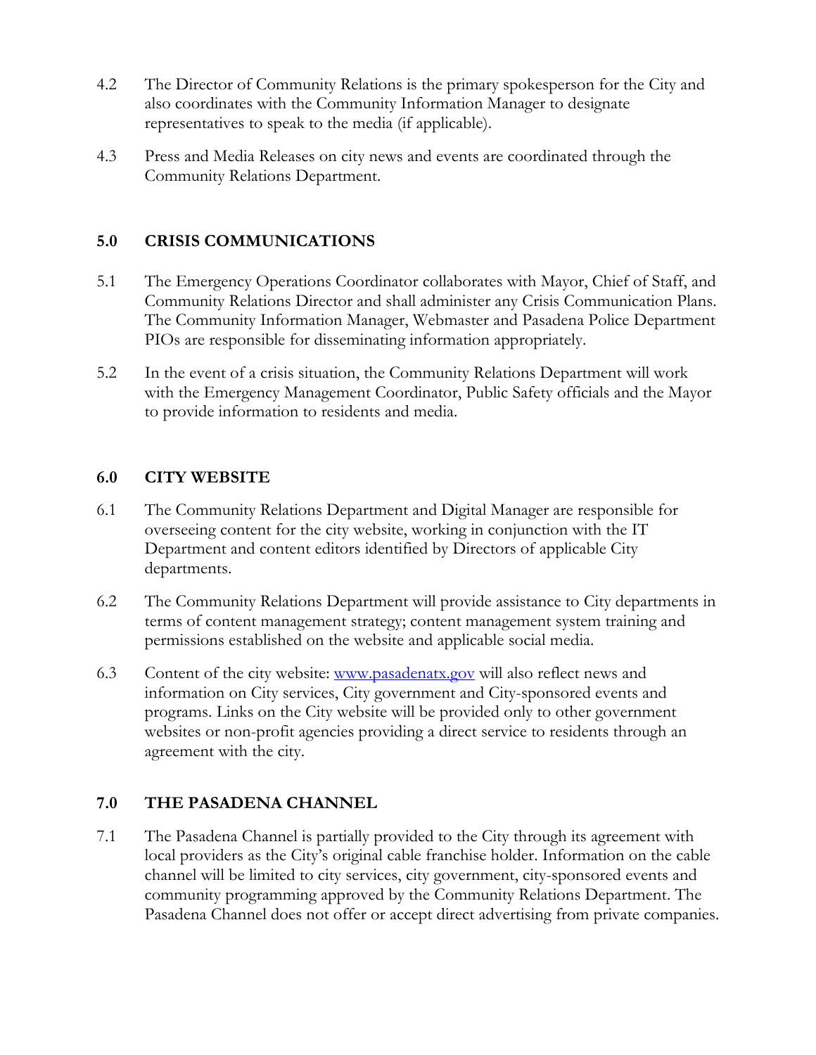4.2 The Director of Community Relations is the primary spokesperson for the City and also coordinates with the Community Information Manager to designate representatives to speak to the media (if applicable).

4.3 Press and Media Releases on city news and events are coordinated through the Community Relations Department.

## 5.0 CRISIS COMMUNICATIONS

5.1 The Emergency Operations Coordinator collaborates with Mayor, Chief of Staff, and Community Relations Director and shall administer any Crisis Communication Plans. The Community Information Manager, Webmaster and Pasadena Police Department PIOs are responsible for disseminating information appropriately.

5.2 In the event of a crisis situation, the Community Relations Department will work with the Emergency Management Coordinator, Public Safety officials and the Mayor to provide information to residents and media.

## 6.0 CITY WEBSITE

6.1 The Community Relations Department and Digital Manager are responsible for overseeing content for the city website, working in conjunction with the IT Department and content editors identified by Directors of applicable City departments.

6.2 The Community Relations Department will provide assistance to City departments in terms of content management strategy; content management system training and permissions established on the website and applicable social media.

6.3 Content of the city website: [www.pasadenatx.gov](http://www.pasadenatx.gov) will also reflect news and information on City services, City government and City-sponsored events and programs. Links on the City website will be provided only to other government websites or non-profit agencies providing a direct service to residents through an agreement with the city.

## 7.0 THE PASADENA CHANNEL

7.1 The Pasadena Channel is partially provided to the City through its agreement with local providers as the City's original cable franchise holder. Information on the cable channel will be limited to city services, city government, city-sponsored events and community programming approved by the Community Relations Department. The Pasadena Channel does not offer or accept direct advertising from private companies.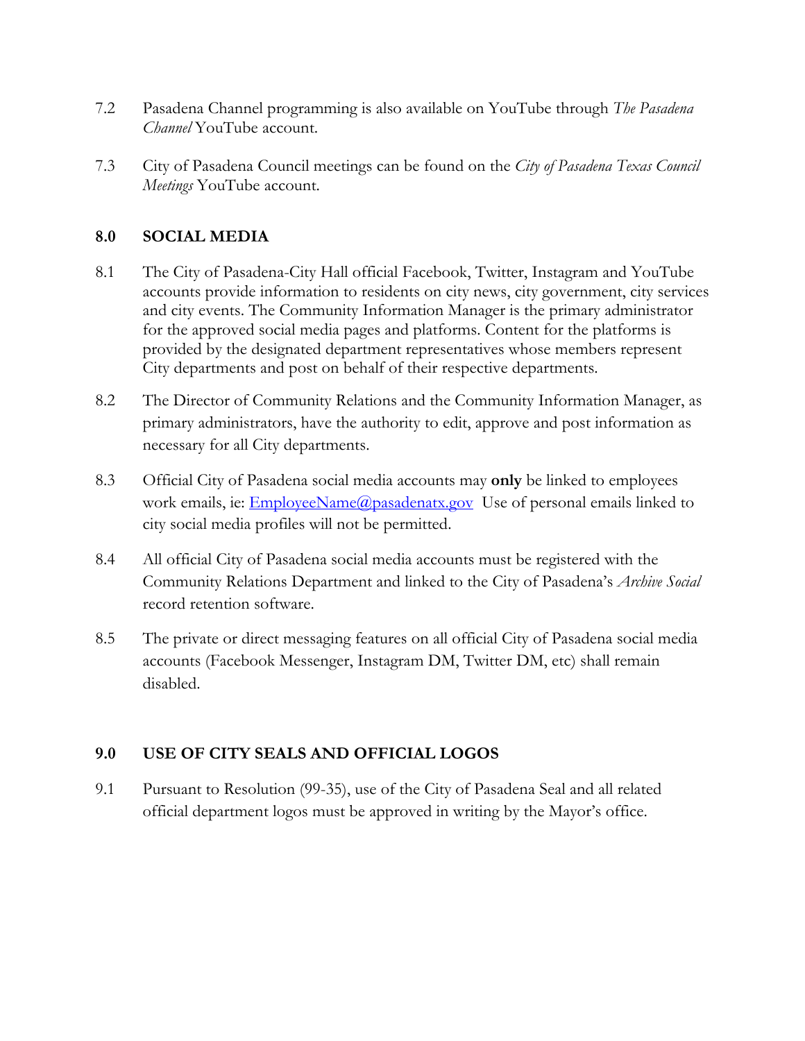7.2 Pasadena Channel programming is also available on YouTube through *The Pasadena Channel* YouTube account.

7.3 City of Pasadena Council meetings can be found on the *City of Pasadena Texas Council Meetings* YouTube account.

## 8.0 SOCIAL MEDIA

8.1 The City of Pasadena-City Hall official Facebook, Twitter, Instagram and YouTube accounts provide information to residents on city news, city government, city services and city events. The Community Information Manager is the primary administrator for the approved social media pages and platforms. Content for the platforms is provided by the designated department representatives whose members represent City departments and post on behalf of their respective departments.

8.2 The Director of Community Relations and the Community Information Manager, as primary administrators, have the authority to edit, approve and post information as necessary for all City departments.

8.3 Official City of Pasadena social media accounts may **only** be linked to employees work emails, ie: EmployeeName@pasadenatx.gov Use of personal emails linked to city social media profiles will not be permitted.

8.4 All official City of Pasadena social media accounts must be registered with the Community Relations Department and linked to the City of Pasadena's *Archive Social* record retention software.

8.5 The private or direct messaging features on all official City of Pasadena social media accounts (Facebook Messenger, Instagram DM, Twitter DM, etc) shall remain disabled.

## 9.0 USE OF CITY SEALS AND OFFICIAL LOGOS

9.1 Pursuant to Resolution (99-35), use of the City of Pasadena Seal and all related official department logos must be approved in writing by the Mayor's office.